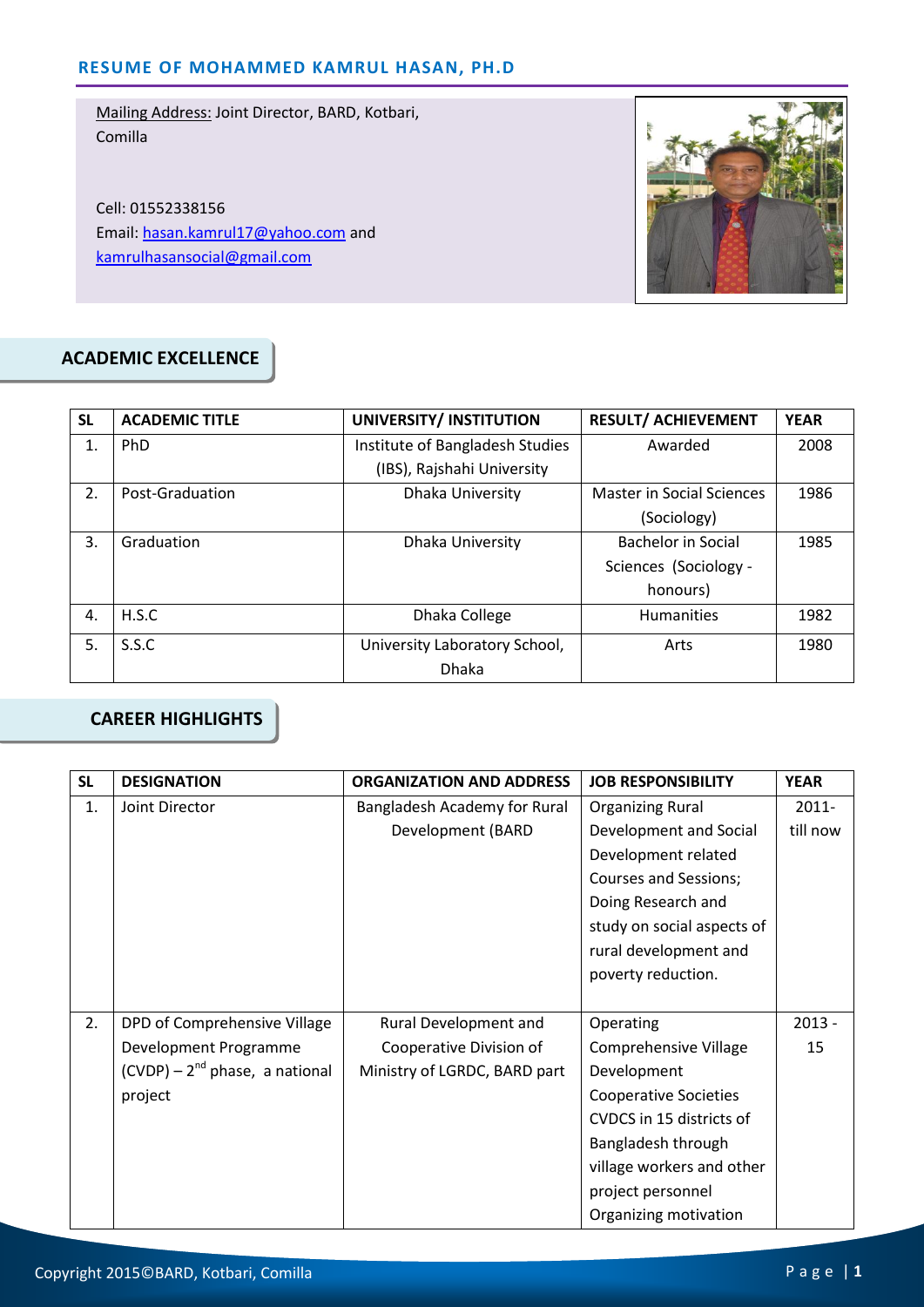# RESUME OF MOHAMMED KAMRUL HASAN, PH.D

Mailing Address: Joint Director, BARD, Kotbari, Comilla

Cell: 01552338156
Email: hasan.kamrul17@yahoo.com and kamrulhasansocial@gmail.com

## ACADEMIC EXCELLENCE

| SL | ACADEMIC TITLE | UNIVERSITY/ INSTITUTION | RESULT/ ACHIEVEMENT | YEAR |
|---|---|---|---|---|
| 1. | PhD | Institute of Bangladesh Studies (IBS), Rajshahi University | Awarded | 2008 |
| 2. | Post-Graduation | Dhaka University | Master in Social Sciences (Sociology) | 1986 |
| 3. | Graduation | Dhaka University | Bachelor in Social Sciences (Sociology - honours) | 1985 |
| 4. | H.S.C | Dhaka College | Humanities | 1982 |
| 5. | S.S.C | University Laboratory School, Dhaka | Arts | 1980 |

## CAREER HIGHLIGHTS

| SL | DESIGNATION | ORGANIZATION AND ADDRESS | JOB RESPONSIBILITY | YEAR |
|---|---|---|---|---|
| 1. | Joint Director | Bangladesh Academy for Rural Development (BARD | Organizing Rural Development and Social Development related Courses and Sessions; Doing Research and study on social aspects of rural development and poverty reduction. | 2011- till now |
| 2. | DPD of Comprehensive Village Development Programme (CVDP) – 2nd phase, a national project | Rural Development and Cooperative Division of Ministry of LGRDC, BARD part | Operating Comprehensive Village Development Cooperative Societies CVDCS in 15 districts of Bangladesh through village workers and other project personnel Organizing motivation | 2013 - 15 |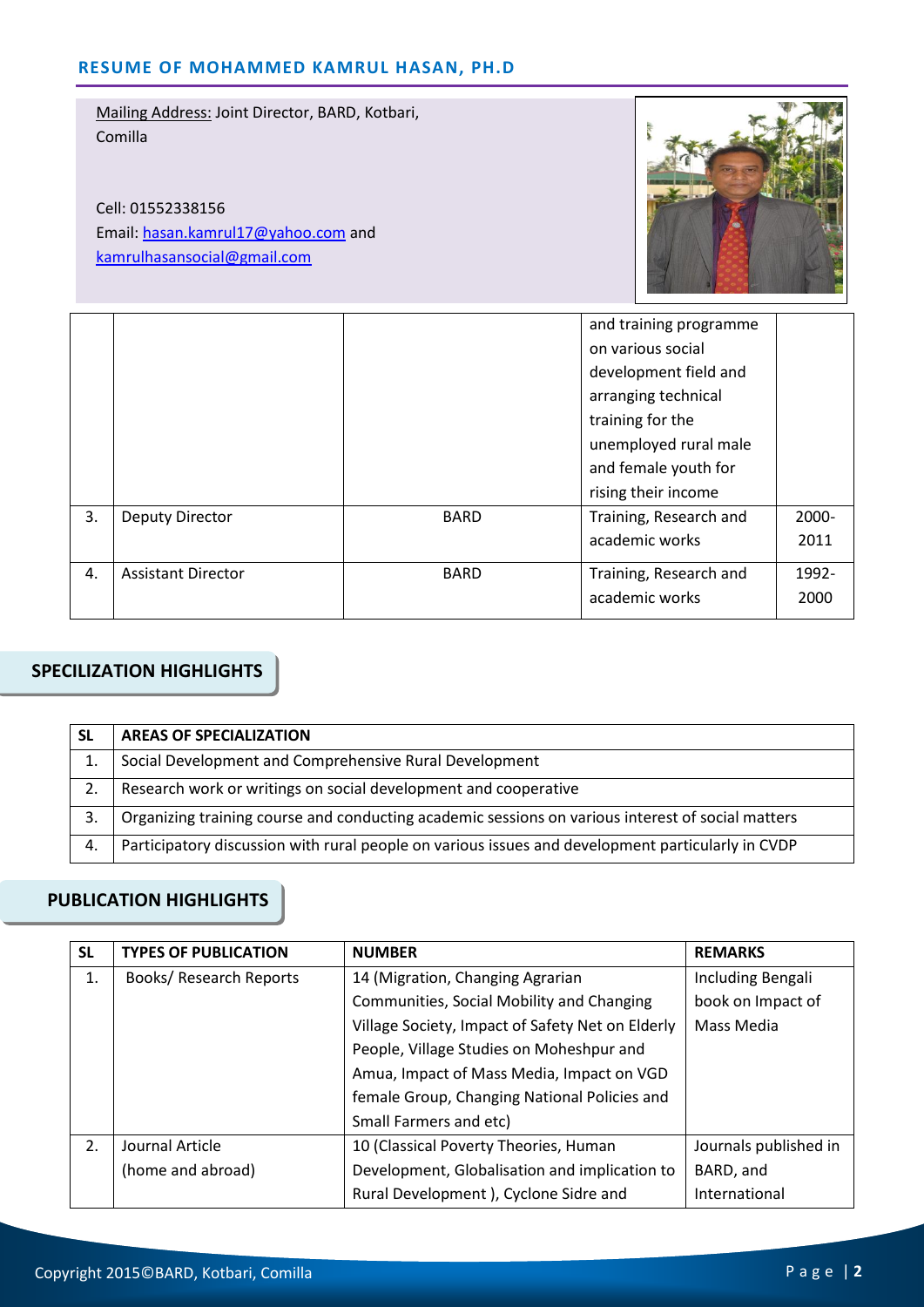Mailing Address: Joint Director, BARD, Kotbari, Comilla

Cell: 01552338156
Email: hasan.kamrul17@yahoo.com and kamrulhasansocial@gmail.com

| | | | | |
|---|---|---|---|---|
| | | | and training programme on various social development field and arranging technical training for the unemployed rural male and female youth for rising their income | |
| 3. | Deputy Director | BARD | Training, Research and academic works | 2000-2011 |
| 4. | Assistant Director | BARD | Training, Research and academic works | 1992-2000 |

## SPECILIZATION HIGHLIGHTS

| SL | AREAS OF SPECIALIZATION |
|---|---|
| 1. | Social Development and Comprehensive Rural Development |
| 2. | Research work or writings on social development and cooperative |
| 3. | Organizing training course and conducting academic sessions on various interest of social matters |
| 4. | Participatory discussion with rural people on various issues and development particularly in CVDP |

## PUBLICATION HIGHLIGHTS

| SL | TYPES OF PUBLICATION | NUMBER | REMARKS |
|---|---|---|---|
| 1. | Books/ Research Reports | 14 (Migration, Changing Agrarian Communities, Social Mobility and Changing Village Society, Impact of Safety Net on Elderly People, Village Studies on Moheshpur and Amua, Impact of Mass Media, Impact on VGD female Group, Changing National Policies and Small Farmers and etc) | Including Bengali book on Impact of Mass Media |
| 2. | Journal Article (home and abroad) | 10 (Classical Poverty Theories, Human Development, Globalisation and implication to Rural Development ), Cyclone Sidre and | Journals published in BARD, and International |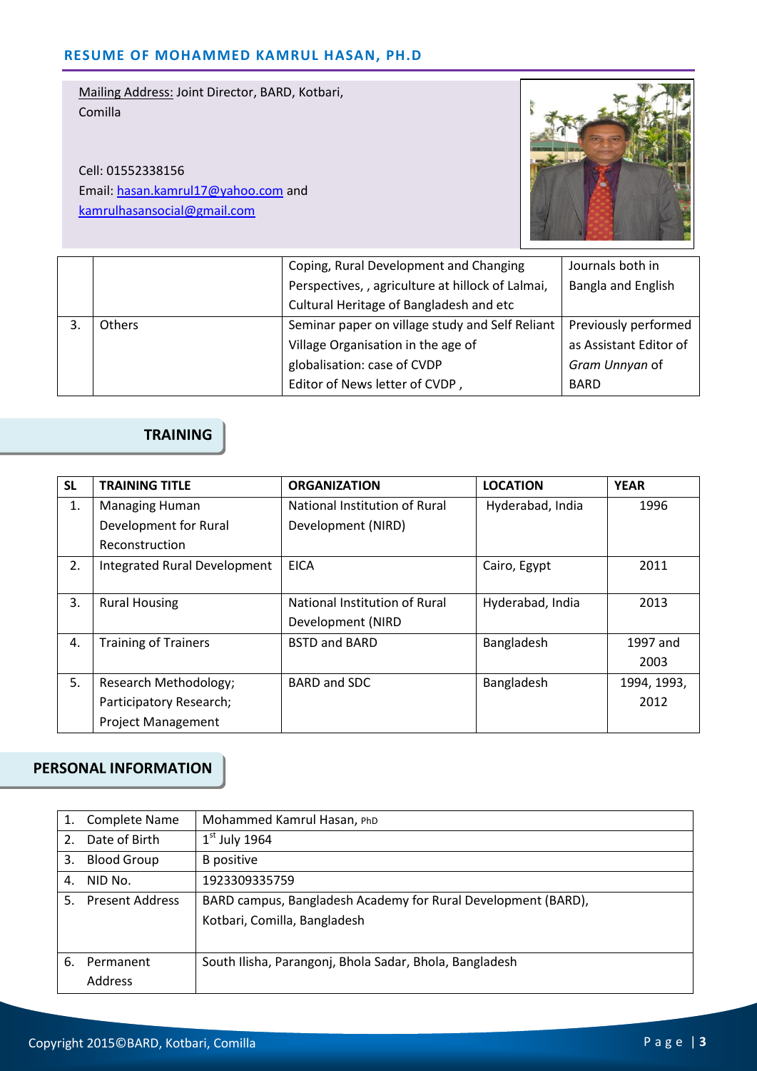**RESUME OF MOHAMMED KAMRUL HASAN, PH.D**

Mailing Address: Joint Director, BARD, Kotbari, Comilla

Cell: 01552338156
Email: hasan.kamrul17@yahoo.com and kamrulhasansocial@gmail.com

| | | | |
|---|---|---|---|
| | | Coping, Rural Development and Changing Perspectives, , agriculture at hillock of Lalmai, Cultural Heritage of Bangladesh and etc | Journals both in Bangla and English |
| 3. | Others | Seminar paper on village study and Self Reliant Village Organisation in the age of globalisation: case of CVDP<br>Editor of News letter of CVDP , | Previously performed as Assistant Editor of *Gram Unnyan* of BARD |

## TRAINING

| SL | TRAINING TITLE | ORGANIZATION | LOCATION | YEAR |
|---|---|---|---|---|
| 1. | Managing Human Development for Rural Reconstruction | National Institution of Rural Development (NIRD) | Hyderabad, India | 1996 |
| 2. | Integrated Rural Development | EICA | Cairo, Egypt | 2011 |
| 3. | Rural Housing | National Institution of Rural Development (NIRD | Hyderabad, India | 2013 |
| 4. | Training of Trainers | BSTD and BARD | Bangladesh | 1997 and 2003 |
| 5. | Research Methodology; Participatory Research; Project Management | BARD and SDC | Bangladesh | 1994, 1993, 2012 |

## PERSONAL INFORMATION

| | |
|---|---|
| 1. Complete Name | Mohammed Kamrul Hasan, PhD |
| 2. Date of Birth | 1st July 1964 |
| 3. Blood Group | B positive |
| 4. NID No. | 1923309335759 |
| 5. Present Address | BARD campus, Bangladesh Academy for Rural Development (BARD), Kotbari, Comilla, Bangladesh |
| 6. Permanent Address | South Ilisha, Parangonj, Bhola Sadar, Bhola, Bangladesh |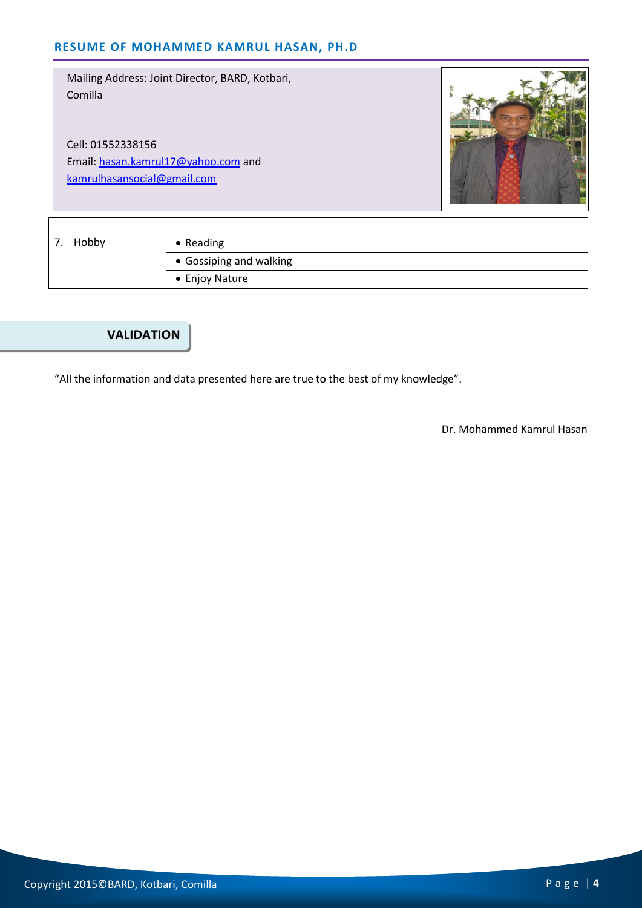Mailing Address: Joint Director, BARD, Kotbari, Comilla

Cell: 01552338156
Email: hasan.kamrul17@yahoo.com and kamrulhasansocial@gmail.com

| | |
|---|---|
| 7. Hobby | • Reading |
| | • Gossiping and walking |
| | • Enjoy Nature |

## VALIDATION

"All the information and data presented here are true to the best of my knowledge".

Dr. Mohammed Kamrul Hasan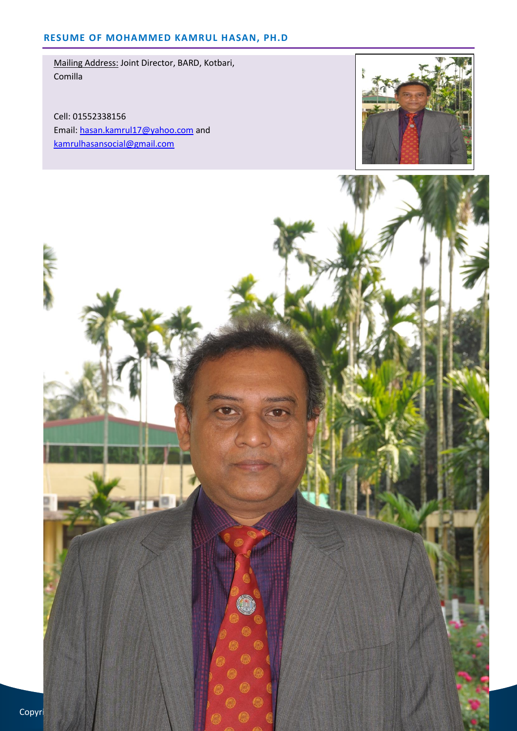## RESUME OF MOHAMMED KAMRUL HASAN, PH.D

Mailing Address: Joint Director, BARD, Kotbari, Comilla

Cell: 01552338156

Email: hasan.kamrul17@yahoo.com and kamrulhasansocial@gmail.com